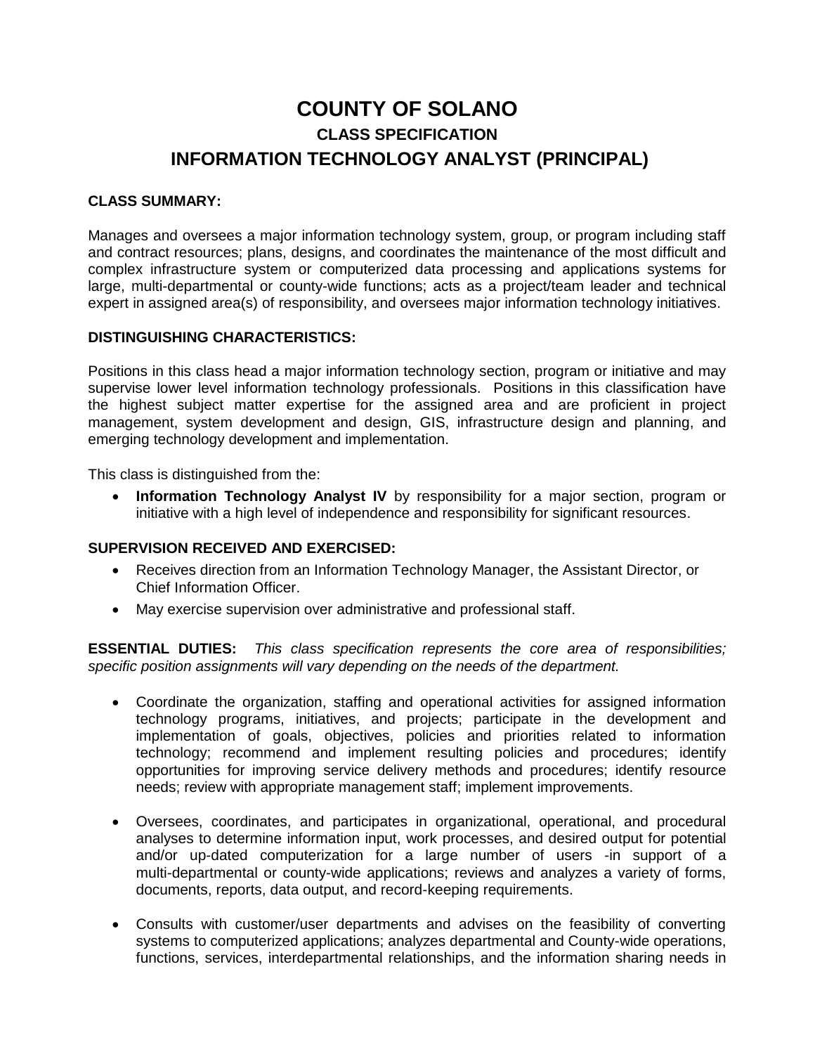# COUNTY OF SOLANO

## CLASS SPECIFICATION

## INFORMATION TECHNOLOGY ANALYST (PRINCIPAL)

**CLASS SUMMARY:**

Manages and oversees a major information technology system, group, or program including staff and contract resources; plans, designs, and coordinates the maintenance of the most difficult and complex infrastructure system or computerized data processing and applications systems for large, multi-departmental or county-wide functions; acts as a project/team leader and technical expert in assigned area(s) of responsibility, and oversees major information technology initiatives.

**DISTINGUISHING CHARACTERISTICS:**

Positions in this class head a major information technology section, program or initiative and may supervise lower level information technology professionals. Positions in this classification have the highest subject matter expertise for the assigned area and are proficient in project management, system development and design, GIS, infrastructure design and planning, and emerging technology development and implementation.

This class is distinguished from the:

- **Information Technology Analyst IV** by responsibility for a major section, program or initiative with a high level of independence and responsibility for significant resources.

**SUPERVISION RECEIVED AND EXERCISED:**

- Receives direction from an Information Technology Manager, the Assistant Director, or Chief Information Officer.
- May exercise supervision over administrative and professional staff.

**ESSENTIAL DUTIES:** *This class specification represents the core area of responsibilities; specific position assignments will vary depending on the needs of the department.*

- Coordinate the organization, staffing and operational activities for assigned information technology programs, initiatives, and projects; participate in the development and implementation of goals, objectives, policies and priorities related to information technology; recommend and implement resulting policies and procedures; identify opportunities for improving service delivery methods and procedures; identify resource needs; review with appropriate management staff; implement improvements.

- Oversees, coordinates, and participates in organizational, operational, and procedural analyses to determine information input, work processes, and desired output for potential and/or up-dated computerization for a large number of users -in support of a multi-departmental or county-wide applications; reviews and analyzes a variety of forms, documents, reports, data output, and record-keeping requirements.

- Consults with customer/user departments and advises on the feasibility of converting systems to computerized applications; analyzes departmental and County-wide operations, functions, services, interdepartmental relationships, and the information sharing needs in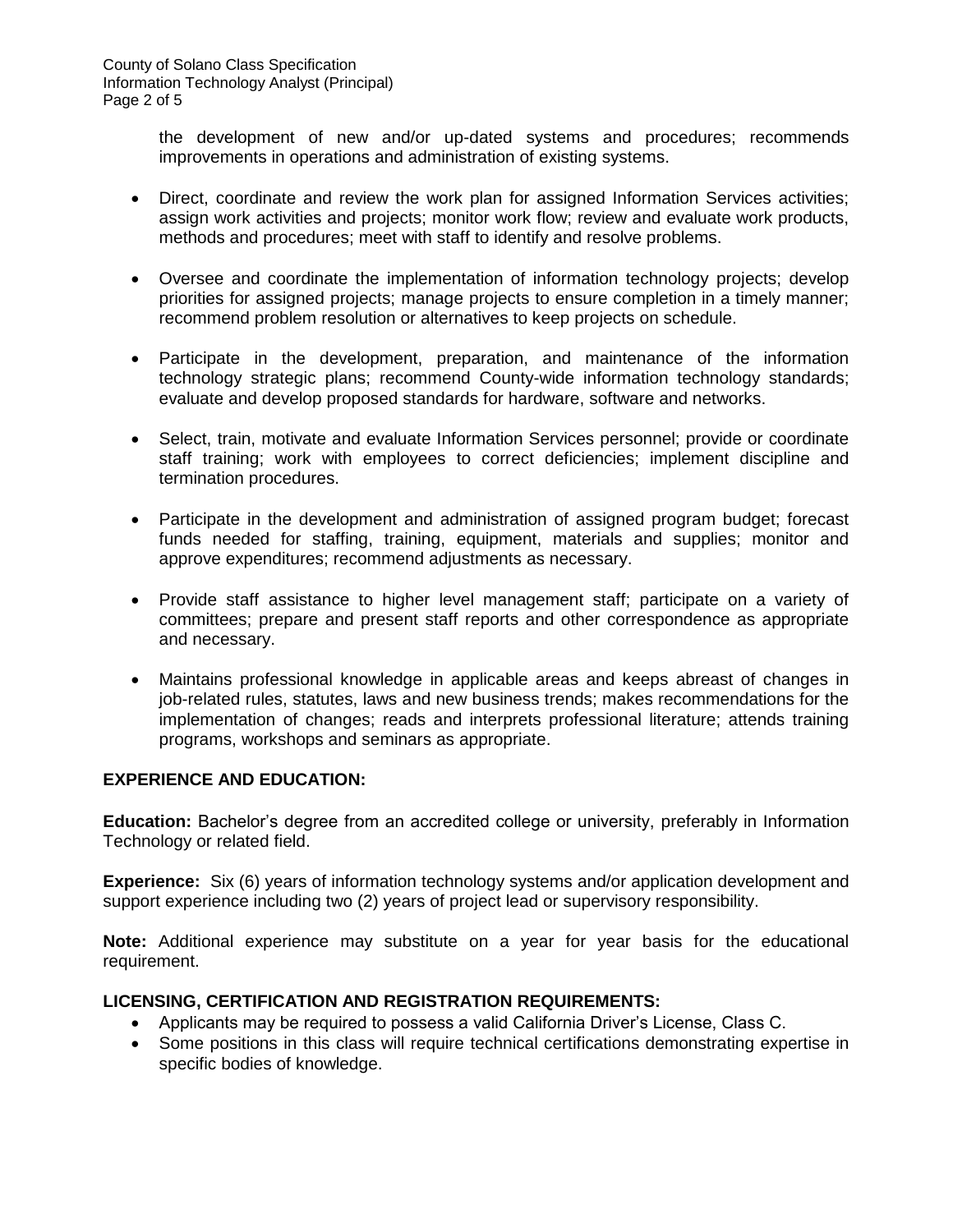the development of new and/or up-dated systems and procedures; recommends improvements in operations and administration of existing systems.

- Direct, coordinate and review the work plan for assigned Information Services activities; assign work activities and projects; monitor work flow; review and evaluate work products, methods and procedures; meet with staff to identify and resolve problems.
- Oversee and coordinate the implementation of information technology projects; develop priorities for assigned projects; manage projects to ensure completion in a timely manner; recommend problem resolution or alternatives to keep projects on schedule.
- Participate in the development, preparation, and maintenance of the information technology strategic plans; recommend County-wide information technology standards; evaluate and develop proposed standards for hardware, software and networks.
- Select, train, motivate and evaluate Information Services personnel; provide or coordinate staff training; work with employees to correct deficiencies; implement discipline and termination procedures.
- Participate in the development and administration of assigned program budget; forecast funds needed for staffing, training, equipment, materials and supplies; monitor and approve expenditures; recommend adjustments as necessary.
- Provide staff assistance to higher level management staff; participate on a variety of committees; prepare and present staff reports and other correspondence as appropriate and necessary.
- Maintains professional knowledge in applicable areas and keeps abreast of changes in job-related rules, statutes, laws and new business trends; makes recommendations for the implementation of changes; reads and interprets professional literature; attends training programs, workshops and seminars as appropriate.

## EXPERIENCE AND EDUCATION:

**Education:** Bachelor's degree from an accredited college or university, preferably in Information Technology or related field.

**Experience:** Six (6) years of information technology systems and/or application development and support experience including two (2) years of project lead or supervisory responsibility.

**Note:** Additional experience may substitute on a year for year basis for the educational requirement.

## LICENSING, CERTIFICATION AND REGISTRATION REQUIREMENTS:

- Applicants may be required to possess a valid California Driver's License, Class C.
- Some positions in this class will require technical certifications demonstrating expertise in specific bodies of knowledge.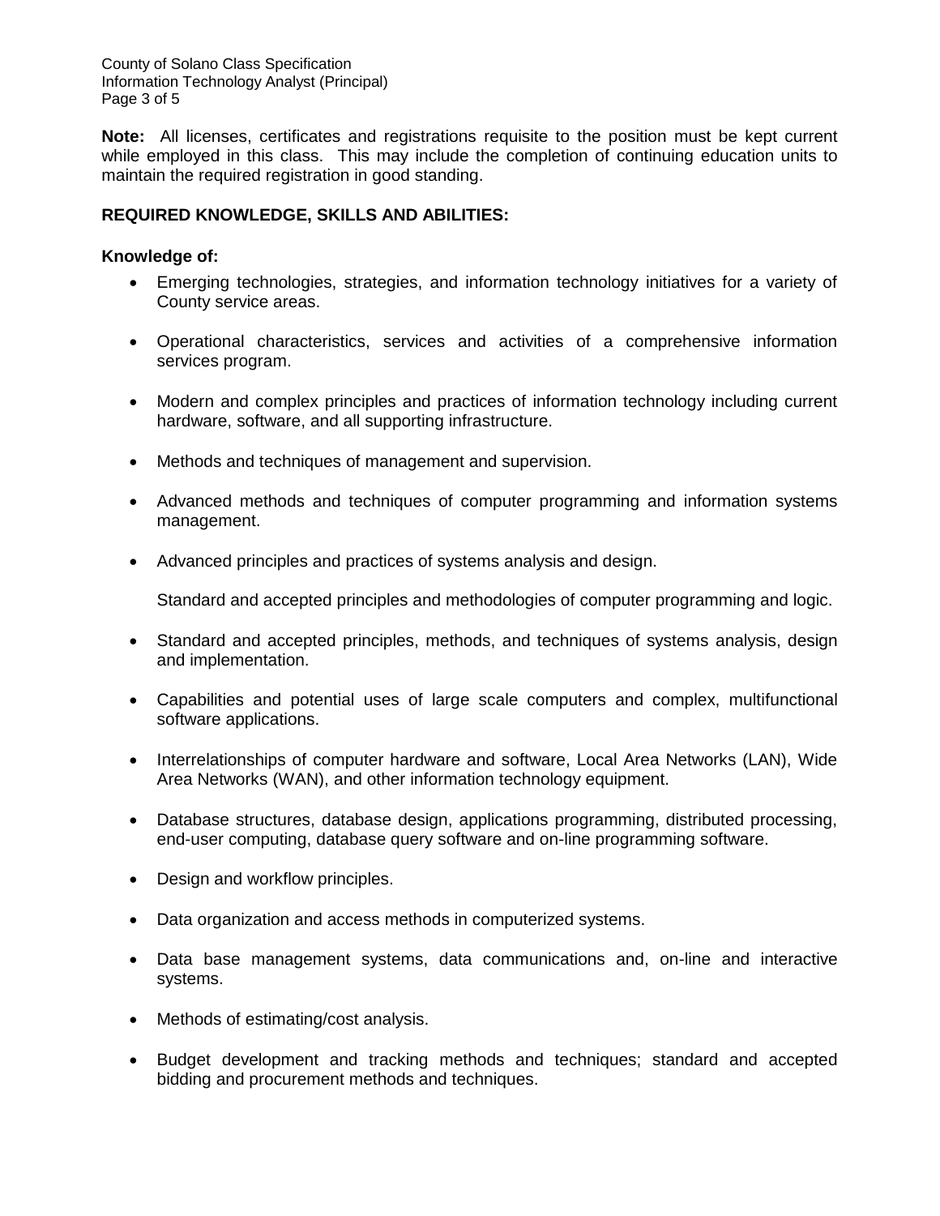**Note:** All licenses, certificates and registrations requisite to the position must be kept current while employed in this class. This may include the completion of continuing education units to maintain the required registration in good standing.

## REQUIRED KNOWLEDGE, SKILLS AND ABILITIES:

### Knowledge of:

- Emerging technologies, strategies, and information technology initiatives for a variety of County service areas.
- Operational characteristics, services and activities of a comprehensive information services program.
- Modern and complex principles and practices of information technology including current hardware, software, and all supporting infrastructure.
- Methods and techniques of management and supervision.
- Advanced methods and techniques of computer programming and information systems management.
- Advanced principles and practices of systems analysis and design.

  Standard and accepted principles and methodologies of computer programming and logic.
- Standard and accepted principles, methods, and techniques of systems analysis, design and implementation.
- Capabilities and potential uses of large scale computers and complex, multifunctional software applications.
- Interrelationships of computer hardware and software, Local Area Networks (LAN), Wide Area Networks (WAN), and other information technology equipment.
- Database structures, database design, applications programming, distributed processing, end-user computing, database query software and on-line programming software.
- Design and workflow principles.
- Data organization and access methods in computerized systems.
- Data base management systems, data communications and, on-line and interactive systems.
- Methods of estimating/cost analysis.
- Budget development and tracking methods and techniques; standard and accepted bidding and procurement methods and techniques.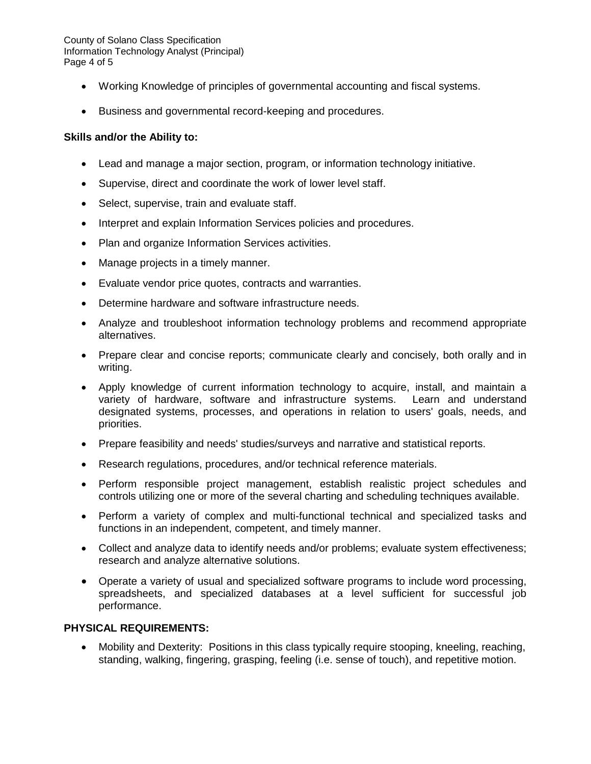- Working Knowledge of principles of governmental accounting and fiscal systems.
- Business and governmental record-keeping and procedures.

**Skills and/or the Ability to:**

- Lead and manage a major section, program, or information technology initiative.
- Supervise, direct and coordinate the work of lower level staff.
- Select, supervise, train and evaluate staff.
- Interpret and explain Information Services policies and procedures.
- Plan and organize Information Services activities.
- Manage projects in a timely manner.
- Evaluate vendor price quotes, contracts and warranties.
- Determine hardware and software infrastructure needs.
- Analyze and troubleshoot information technology problems and recommend appropriate alternatives.
- Prepare clear and concise reports; communicate clearly and concisely, both orally and in writing.
- Apply knowledge of current information technology to acquire, install, and maintain a variety of hardware, software and infrastructure systems. Learn and understand designated systems, processes, and operations in relation to users' goals, needs, and priorities.
- Prepare feasibility and needs' studies/surveys and narrative and statistical reports.
- Research regulations, procedures, and/or technical reference materials.
- Perform responsible project management, establish realistic project schedules and controls utilizing one or more of the several charting and scheduling techniques available.
- Perform a variety of complex and multi-functional technical and specialized tasks and functions in an independent, competent, and timely manner.
- Collect and analyze data to identify needs and/or problems; evaluate system effectiveness; research and analyze alternative solutions.
- Operate a variety of usual and specialized software programs to include word processing, spreadsheets, and specialized databases at a level sufficient for successful job performance.

**PHYSICAL REQUIREMENTS:**

- Mobility and Dexterity: Positions in this class typically require stooping, kneeling, reaching, standing, walking, fingering, grasping, feeling (i.e. sense of touch), and repetitive motion.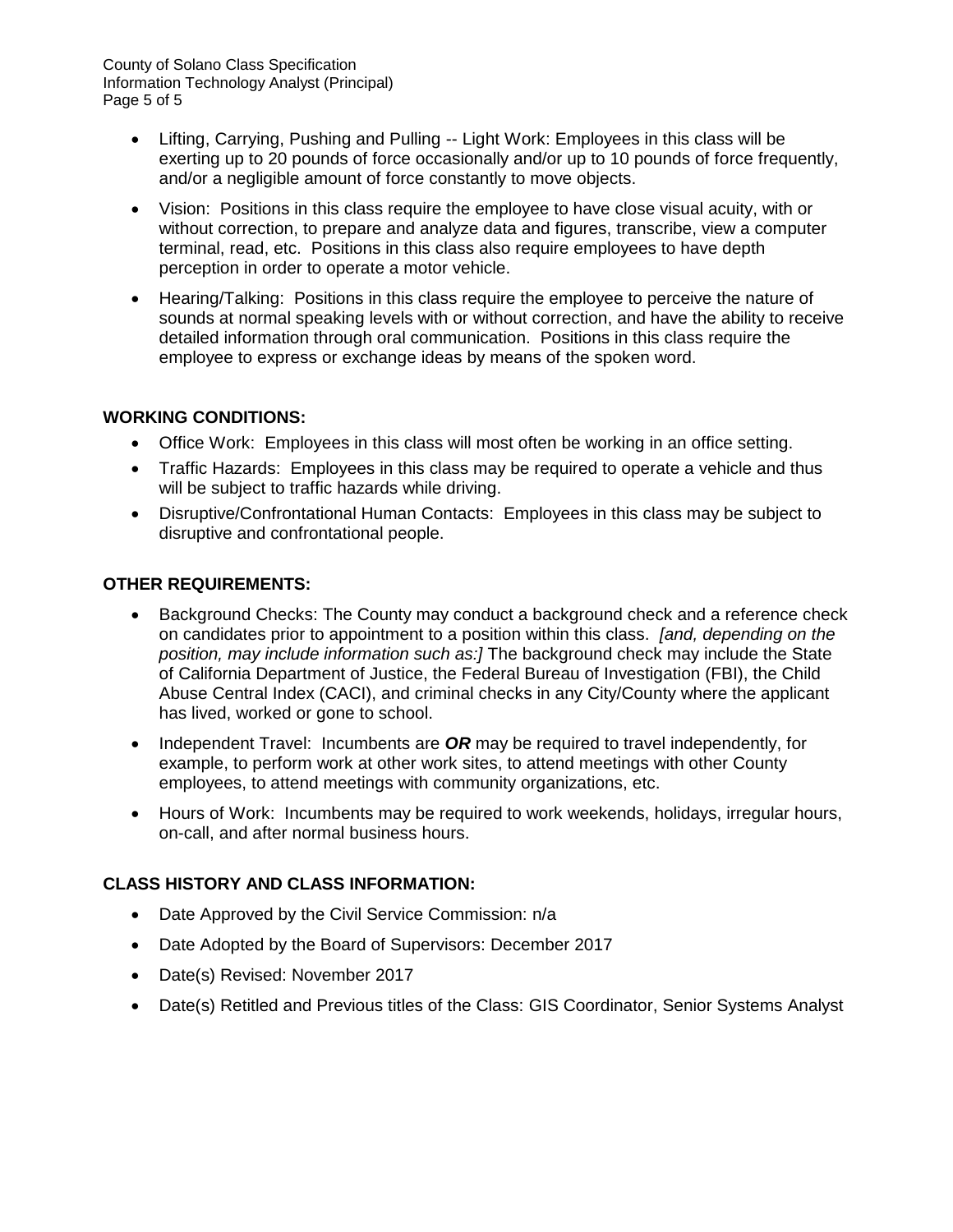- Lifting, Carrying, Pushing and Pulling -- Light Work: Employees in this class will be exerting up to 20 pounds of force occasionally and/or up to 10 pounds of force frequently, and/or a negligible amount of force constantly to move objects.
- Vision: Positions in this class require the employee to have close visual acuity, with or without correction, to prepare and analyze data and figures, transcribe, view a computer terminal, read, etc. Positions in this class also require employees to have depth perception in order to operate a motor vehicle.
- Hearing/Talking: Positions in this class require the employee to perceive the nature of sounds at normal speaking levels with or without correction, and have the ability to receive detailed information through oral communication. Positions in this class require the employee to express or exchange ideas by means of the spoken word.

**WORKING CONDITIONS:**

- Office Work: Employees in this class will most often be working in an office setting.
- Traffic Hazards: Employees in this class may be required to operate a vehicle and thus will be subject to traffic hazards while driving.
- Disruptive/Confrontational Human Contacts: Employees in this class may be subject to disruptive and confrontational people.

**OTHER REQUIREMENTS:**

- Background Checks: The County may conduct a background check and a reference check on candidates prior to appointment to a position within this class. *[and, depending on the position, may include information such as:]* The background check may include the State of California Department of Justice, the Federal Bureau of Investigation (FBI), the Child Abuse Central Index (CACI), and criminal checks in any City/County where the applicant has lived, worked or gone to school.
- Independent Travel: Incumbents are ***OR*** may be required to travel independently, for example, to perform work at other work sites, to attend meetings with other County employees, to attend meetings with community organizations, etc.
- Hours of Work: Incumbents may be required to work weekends, holidays, irregular hours, on-call, and after normal business hours.

**CLASS HISTORY AND CLASS INFORMATION:**

- Date Approved by the Civil Service Commission: n/a
- Date Adopted by the Board of Supervisors: December 2017
- Date(s) Revised: November 2017
- Date(s) Retitled and Previous titles of the Class: GIS Coordinator, Senior Systems Analyst